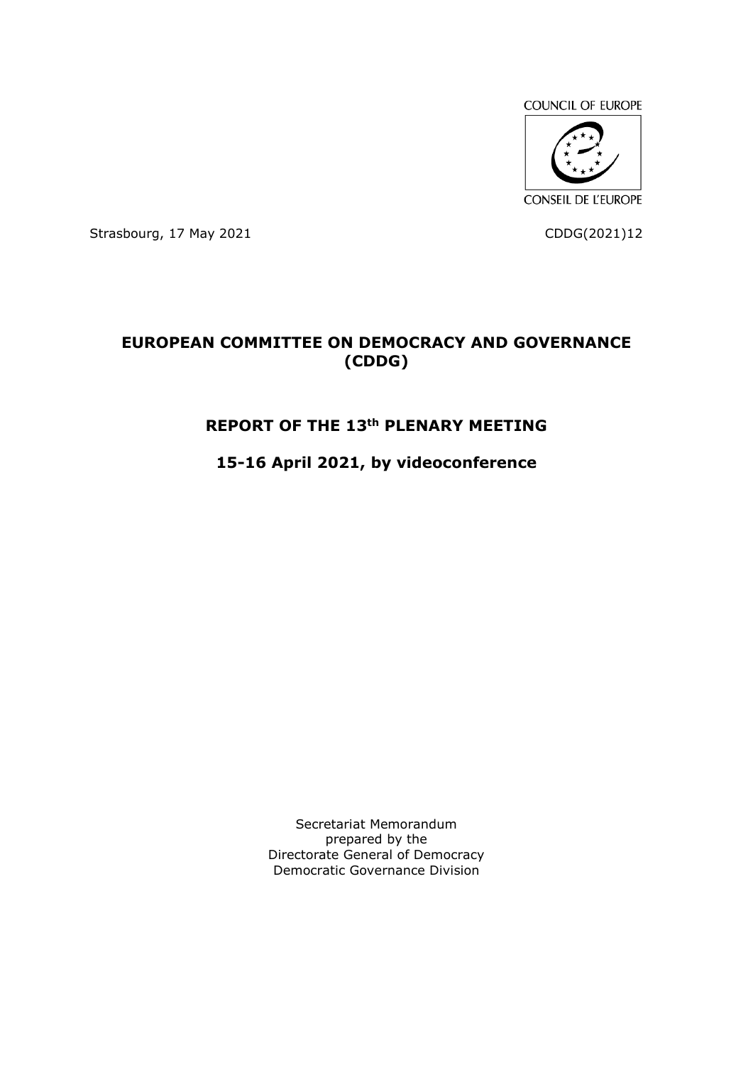COUNCIL OF EUROPE

CONSEIL DE L'EUROPE

Strasbourg, 17 May 2021 CDDG(2021)12

# EUROPEAN COMMITTEE ON DEMOCRACY AND GOVERNANCE (CDDG)

## REPORT OF THE 13th PLENARY MEETING

## 15-16 April 2021, by videoconference

Secretariat Memorandum
prepared by the
Directorate General of Democracy
Democratic Governance Division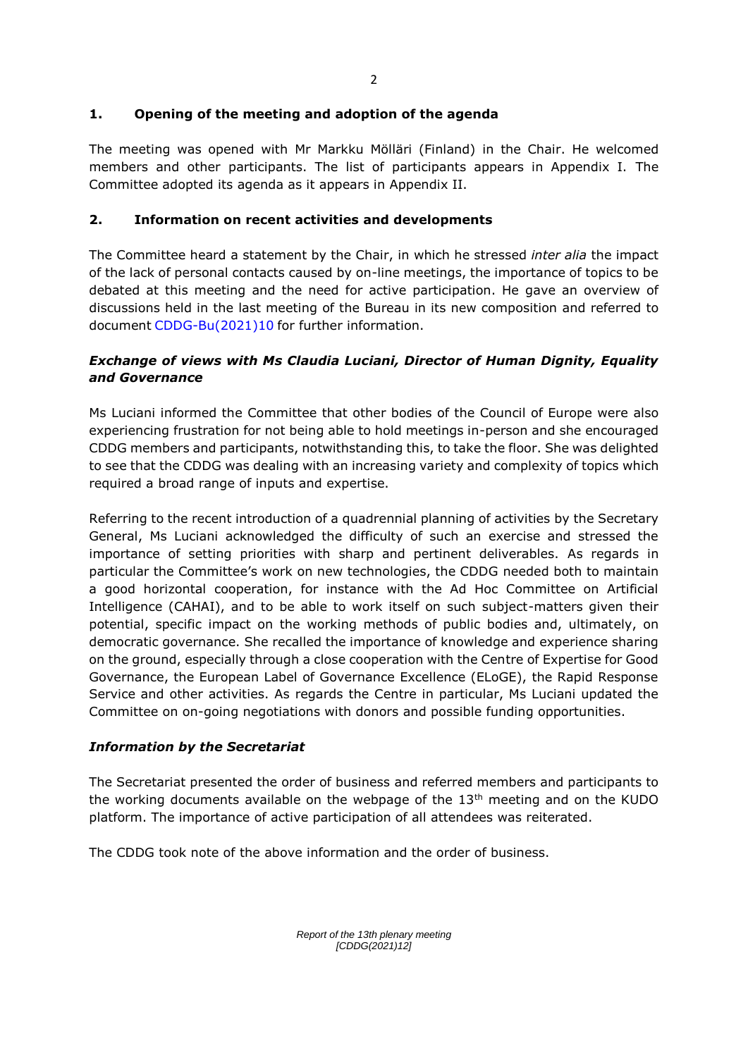## 1. Opening of the meeting and adoption of the agenda

The meeting was opened with Mr Markku Mölläri (Finland) in the Chair. He welcomed members and other participants. The list of participants appears in Appendix I. The Committee adopted its agenda as it appears in Appendix II.

## 2. Information on recent activities and developments

The Committee heard a statement by the Chair, in which he stressed *inter alia* the impact of the lack of personal contacts caused by on-line meetings, the importance of topics to be debated at this meeting and the need for active participation. He gave an overview of discussions held in the last meeting of the Bureau in its new composition and referred to document CDDG-Bu(2021)10 for further information.

### *Exchange of views with Ms Claudia Luciani, Director of Human Dignity, Equality and Governance*

Ms Luciani informed the Committee that other bodies of the Council of Europe were also experiencing frustration for not being able to hold meetings in-person and she encouraged CDDG members and participants, notwithstanding this, to take the floor. She was delighted to see that the CDDG was dealing with an increasing variety and complexity of topics which required a broad range of inputs and expertise.

Referring to the recent introduction of a quadrennial planning of activities by the Secretary General, Ms Luciani acknowledged the difficulty of such an exercise and stressed the importance of setting priorities with sharp and pertinent deliverables. As regards in particular the Committee's work on new technologies, the CDDG needed both to maintain a good horizontal cooperation, for instance with the Ad Hoc Committee on Artificial Intelligence (CAHAI), and to be able to work itself on such subject-matters given their potential, specific impact on the working methods of public bodies and, ultimately, on democratic governance. She recalled the importance of knowledge and experience sharing on the ground, especially through a close cooperation with the Centre of Expertise for Good Governance, the European Label of Governance Excellence (ELoGE), the Rapid Response Service and other activities. As regards the Centre in particular, Ms Luciani updated the Committee on on-going negotiations with donors and possible funding opportunities.

### *Information by the Secretariat*

The Secretariat presented the order of business and referred members and participants to the working documents available on the webpage of the 13th meeting and on the KUDO platform. The importance of active participation of all attendees was reiterated.

The CDDG took note of the above information and the order of business.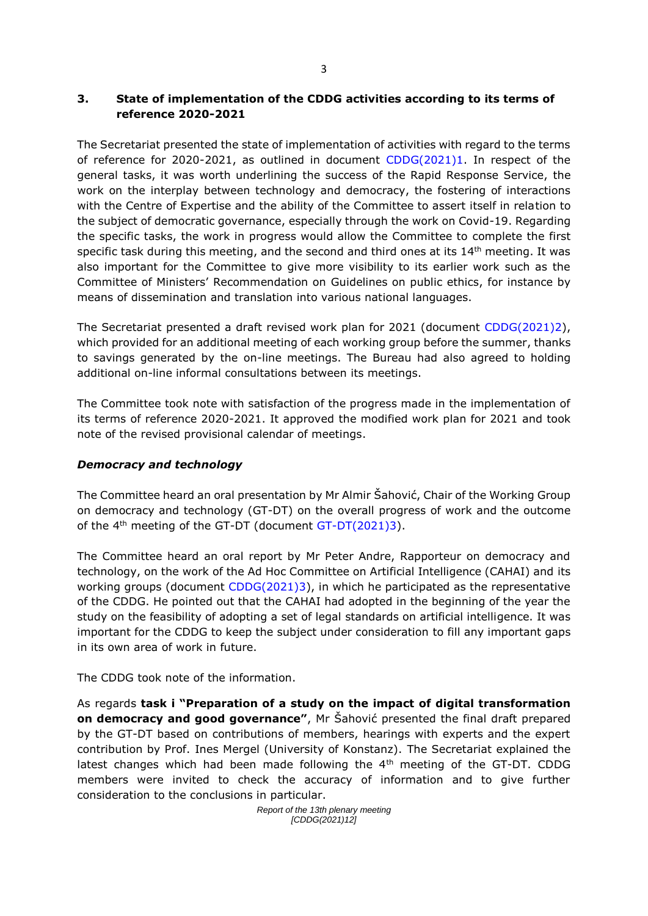## 3. State of implementation of the CDDG activities according to its terms of reference 2020-2021

The Secretariat presented the state of implementation of activities with regard to the terms of reference for 2020-2021, as outlined in document CDDG(2021)1. In respect of the general tasks, it was worth underlining the success of the Rapid Response Service, the work on the interplay between technology and democracy, the fostering of interactions with the Centre of Expertise and the ability of the Committee to assert itself in relation to the subject of democratic governance, especially through the work on Covid-19. Regarding the specific tasks, the work in progress would allow the Committee to complete the first specific task during this meeting, and the second and third ones at its 14th meeting. It was also important for the Committee to give more visibility to its earlier work such as the Committee of Ministers' Recommendation on Guidelines on public ethics, for instance by means of dissemination and translation into various national languages.

The Secretariat presented a draft revised work plan for 2021 (document CDDG(2021)2), which provided for an additional meeting of each working group before the summer, thanks to savings generated by the on-line meetings. The Bureau had also agreed to holding additional on-line informal consultations between its meetings.

The Committee took note with satisfaction of the progress made in the implementation of its terms of reference 2020-2021. It approved the modified work plan for 2021 and took note of the revised provisional calendar of meetings.

### *Democracy and technology*

The Committee heard an oral presentation by Mr Almir Šahović, Chair of the Working Group on democracy and technology (GT-DT) on the overall progress of work and the outcome of the 4th meeting of the GT-DT (document GT-DT(2021)3).

The Committee heard an oral report by Mr Peter Andre, Rapporteur on democracy and technology, on the work of the Ad Hoc Committee on Artificial Intelligence (CAHAI) and its working groups (document CDDG(2021)3), in which he participated as the representative of the CDDG. He pointed out that the CAHAI had adopted in the beginning of the year the study on the feasibility of adopting a set of legal standards on artificial intelligence. It was important for the CDDG to keep the subject under consideration to fill any important gaps in its own area of work in future.

The CDDG took note of the information.

As regards **task i "Preparation of a study on the impact of digital transformation on democracy and good governance"**, Mr Šahović presented the final draft prepared by the GT-DT based on contributions of members, hearings with experts and the expert contribution by Prof. Ines Mergel (University of Konstanz). The Secretariat explained the latest changes which had been made following the 4th meeting of the GT-DT. CDDG members were invited to check the accuracy of information and to give further consideration to the conclusions in particular.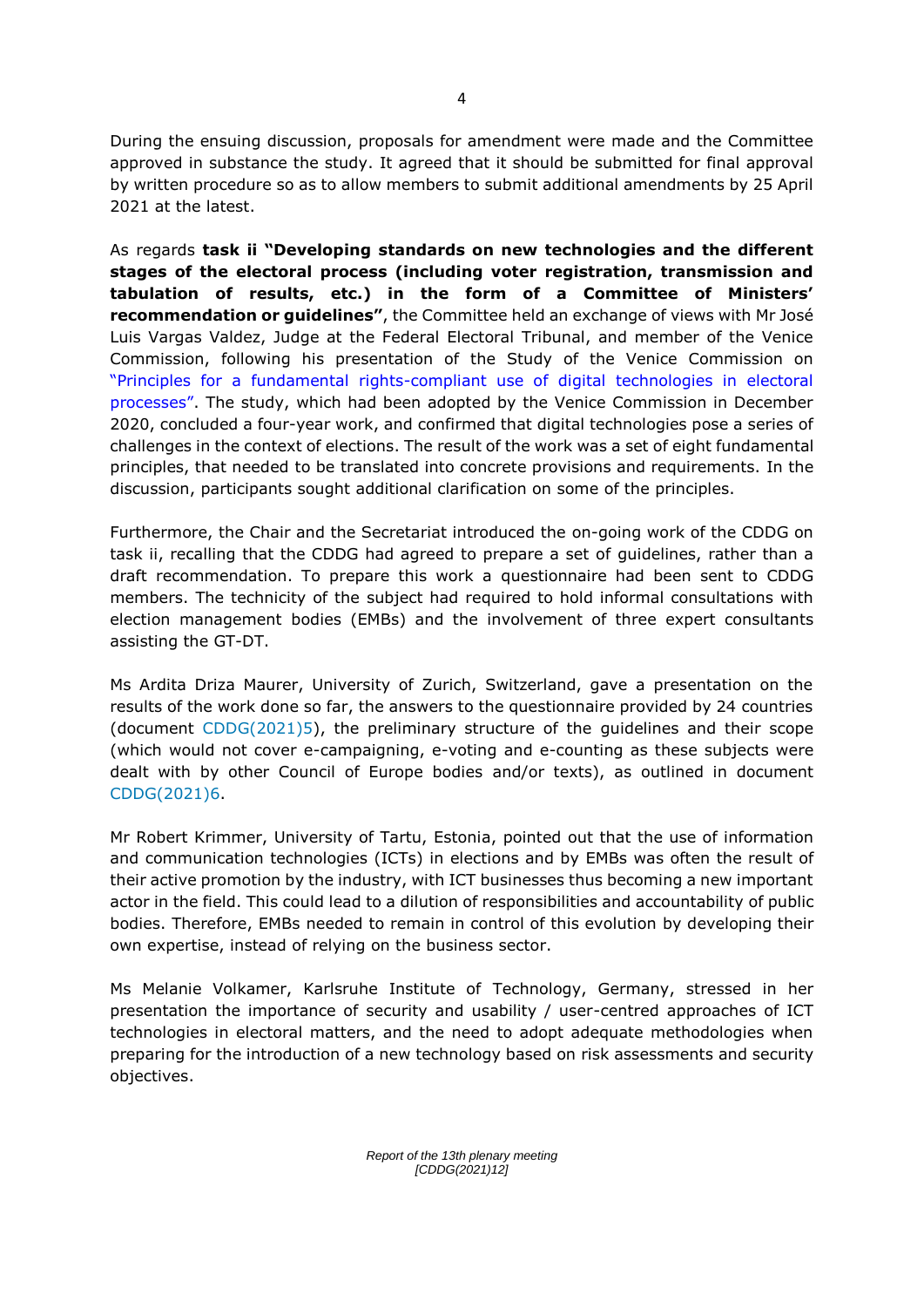During the ensuing discussion, proposals for amendment were made and the Committee approved in substance the study. It agreed that it should be submitted for final approval by written procedure so as to allow members to submit additional amendments by 25 April 2021 at the latest.

As regards **task ii "Developing standards on new technologies and the different stages of the electoral process (including voter registration, transmission and tabulation of results, etc.) in the form of a Committee of Ministers' recommendation or guidelines"**, the Committee held an exchange of views with Mr José Luis Vargas Valdez, Judge at the Federal Electoral Tribunal, and member of the Venice Commission, following his presentation of the Study of the Venice Commission on "Principles for a fundamental rights-compliant use of digital technologies in electoral processes". The study, which had been adopted by the Venice Commission in December 2020, concluded a four-year work, and confirmed that digital technologies pose a series of challenges in the context of elections. The result of the work was a set of eight fundamental principles, that needed to be translated into concrete provisions and requirements. In the discussion, participants sought additional clarification on some of the principles.

Furthermore, the Chair and the Secretariat introduced the on-going work of the CDDG on task ii, recalling that the CDDG had agreed to prepare a set of guidelines, rather than a draft recommendation. To prepare this work a questionnaire had been sent to CDDG members. The technicity of the subject had required to hold informal consultations with election management bodies (EMBs) and the involvement of three expert consultants assisting the GT-DT.

Ms Ardita Driza Maurer, University of Zurich, Switzerland, gave a presentation on the results of the work done so far, the answers to the questionnaire provided by 24 countries (document CDDG(2021)5), the preliminary structure of the guidelines and their scope (which would not cover e-campaigning, e-voting and e-counting as these subjects were dealt with by other Council of Europe bodies and/or texts), as outlined in document CDDG(2021)6.

Mr Robert Krimmer, University of Tartu, Estonia, pointed out that the use of information and communication technologies (ICTs) in elections and by EMBs was often the result of their active promotion by the industry, with ICT businesses thus becoming a new important actor in the field. This could lead to a dilution of responsibilities and accountability of public bodies. Therefore, EMBs needed to remain in control of this evolution by developing their own expertise, instead of relying on the business sector.

Ms Melanie Volkamer, Karlsruhe Institute of Technology, Germany, stressed in her presentation the importance of security and usability / user-centred approaches of ICT technologies in electoral matters, and the need to adopt adequate methodologies when preparing for the introduction of a new technology based on risk assessments and security objectives.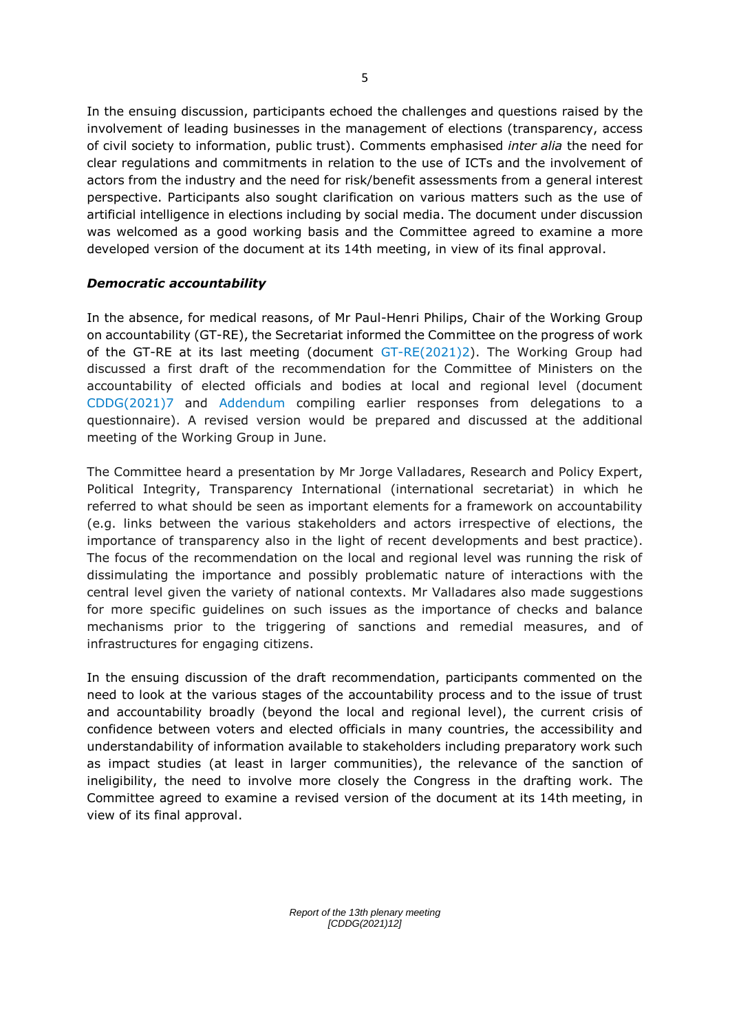In the ensuing discussion, participants echoed the challenges and questions raised by the involvement of leading businesses in the management of elections (transparency, access of civil society to information, public trust). Comments emphasised *inter alia* the need for clear regulations and commitments in relation to the use of ICTs and the involvement of actors from the industry and the need for risk/benefit assessments from a general interest perspective. Participants also sought clarification on various matters such as the use of artificial intelligence in elections including by social media. The document under discussion was welcomed as a good working basis and the Committee agreed to examine a more developed version of the document at its 14th meeting, in view of its final approval.

***Democratic accountability***

In the absence, for medical reasons, of Mr Paul-Henri Philips, Chair of the Working Group on accountability (GT-RE), the Secretariat informed the Committee on the progress of work of the GT-RE at its last meeting (document GT-RE(2021)2). The Working Group had discussed a first draft of the recommendation for the Committee of Ministers on the accountability of elected officials and bodies at local and regional level (document CDDG(2021)7 and Addendum compiling earlier responses from delegations to a questionnaire). A revised version would be prepared and discussed at the additional meeting of the Working Group in June.

The Committee heard a presentation by Mr Jorge Valladares, Research and Policy Expert, Political Integrity, Transparency International (international secretariat) in which he referred to what should be seen as important elements for a framework on accountability (e.g. links between the various stakeholders and actors irrespective of elections, the importance of transparency also in the light of recent developments and best practice). The focus of the recommendation on the local and regional level was running the risk of dissimulating the importance and possibly problematic nature of interactions with the central level given the variety of national contexts. Mr Valladares also made suggestions for more specific guidelines on such issues as the importance of checks and balance mechanisms prior to the triggering of sanctions and remedial measures, and of infrastructures for engaging citizens.

In the ensuing discussion of the draft recommendation, participants commented on the need to look at the various stages of the accountability process and to the issue of trust and accountability broadly (beyond the local and regional level), the current crisis of confidence between voters and elected officials in many countries, the accessibility and understandability of information available to stakeholders including preparatory work such as impact studies (at least in larger communities), the relevance of the sanction of ineligibility, the need to involve more closely the Congress in the drafting work. The Committee agreed to examine a revised version of the document at its 14th meeting, in view of its final approval.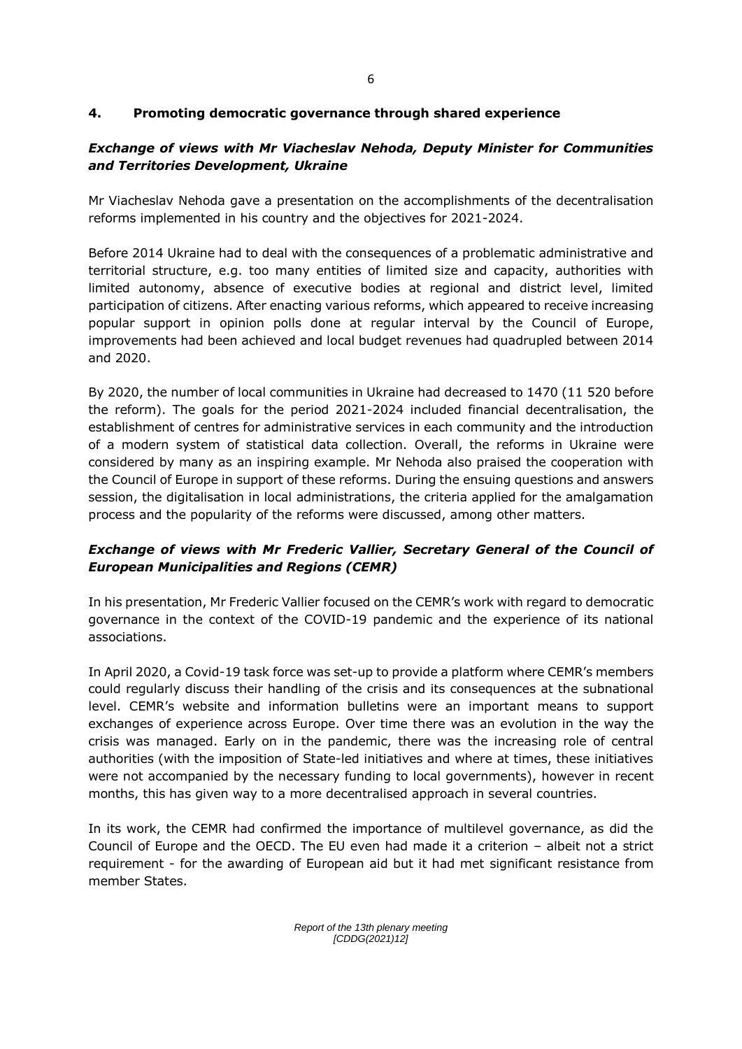## 4. Promoting democratic governance through shared experience

### *Exchange of views with Mr Viacheslav Nehoda, Deputy Minister for Communities and Territories Development, Ukraine*

Mr Viacheslav Nehoda gave a presentation on the accomplishments of the decentralisation reforms implemented in his country and the objectives for 2021-2024.

Before 2014 Ukraine had to deal with the consequences of a problematic administrative and territorial structure, e.g. too many entities of limited size and capacity, authorities with limited autonomy, absence of executive bodies at regional and district level, limited participation of citizens. After enacting various reforms, which appeared to receive increasing popular support in opinion polls done at regular interval by the Council of Europe, improvements had been achieved and local budget revenues had quadrupled between 2014 and 2020.

By 2020, the number of local communities in Ukraine had decreased to 1470 (11 520 before the reform). The goals for the period 2021-2024 included financial decentralisation, the establishment of centres for administrative services in each community and the introduction of a modern system of statistical data collection. Overall, the reforms in Ukraine were considered by many as an inspiring example. Mr Nehoda also praised the cooperation with the Council of Europe in support of these reforms. During the ensuing questions and answers session, the digitalisation in local administrations, the criteria applied for the amalgamation process and the popularity of the reforms were discussed, among other matters.

### *Exchange of views with Mr Frederic Vallier, Secretary General of the Council of European Municipalities and Regions (CEMR)*

In his presentation, Mr Frederic Vallier focused on the CEMR's work with regard to democratic governance in the context of the COVID-19 pandemic and the experience of its national associations.

In April 2020, a Covid-19 task force was set-up to provide a platform where CEMR's members could regularly discuss their handling of the crisis and its consequences at the subnational level. CEMR's website and information bulletins were an important means to support exchanges of experience across Europe. Over time there was an evolution in the way the crisis was managed. Early on in the pandemic, there was the increasing role of central authorities (with the imposition of State-led initiatives and where at times, these initiatives were not accompanied by the necessary funding to local governments), however in recent months, this has given way to a more decentralised approach in several countries.

In its work, the CEMR had confirmed the importance of multilevel governance, as did the Council of Europe and the OECD. The EU even had made it a criterion – albeit not a strict requirement - for the awarding of European aid but it had met significant resistance from member States.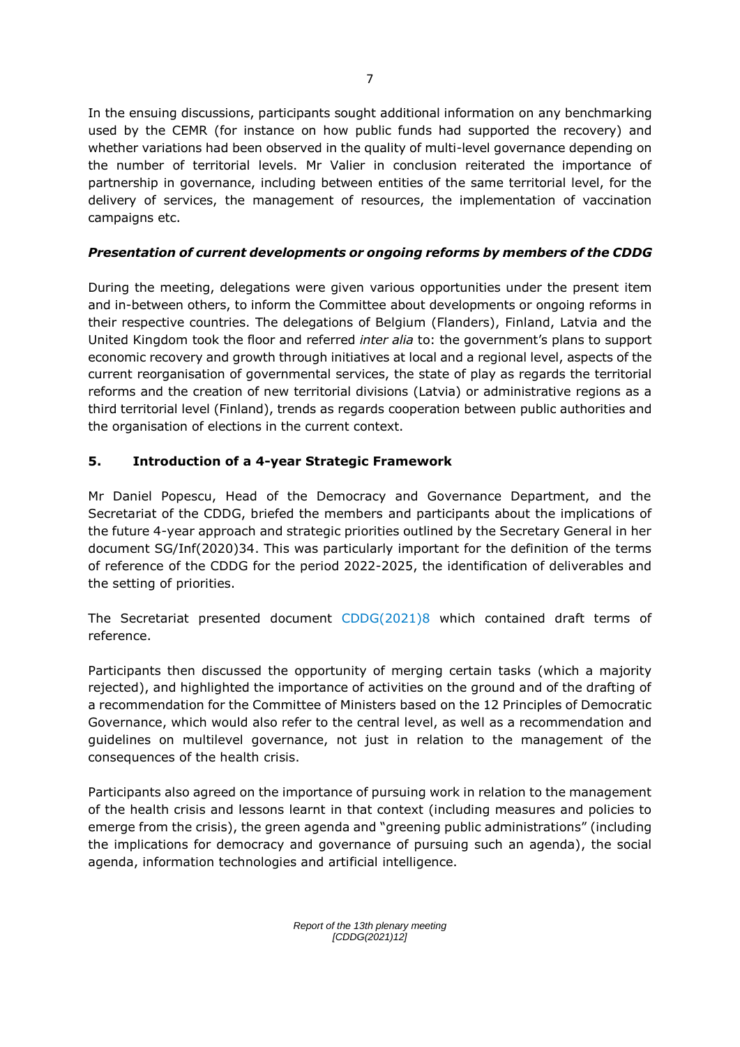In the ensuing discussions, participants sought additional information on any benchmarking used by the CEMR (for instance on how public funds had supported the recovery) and whether variations had been observed in the quality of multi-level governance depending on the number of territorial levels. Mr Valier in conclusion reiterated the importance of partnership in governance, including between entities of the same territorial level, for the delivery of services, the management of resources, the implementation of vaccination campaigns etc.

***Presentation of current developments or ongoing reforms by members of the CDDG***

During the meeting, delegations were given various opportunities under the present item and in-between others, to inform the Committee about developments or ongoing reforms in their respective countries. The delegations of Belgium (Flanders), Finland, Latvia and the United Kingdom took the floor and referred *inter alia* to: the government's plans to support economic recovery and growth through initiatives at local and a regional level, aspects of the current reorganisation of governmental services, the state of play as regards the territorial reforms and the creation of new territorial divisions (Latvia) or administrative regions as a third territorial level (Finland), trends as regards cooperation between public authorities and the organisation of elections in the current context.

## 5. Introduction of a 4-year Strategic Framework

Mr Daniel Popescu, Head of the Democracy and Governance Department, and the Secretariat of the CDDG, briefed the members and participants about the implications of the future 4-year approach and strategic priorities outlined by the Secretary General in her document SG/Inf(2020)34. This was particularly important for the definition of the terms of reference of the CDDG for the period 2022-2025, the identification of deliverables and the setting of priorities.

The Secretariat presented document CDDG(2021)8 which contained draft terms of reference.

Participants then discussed the opportunity of merging certain tasks (which a majority rejected), and highlighted the importance of activities on the ground and of the drafting of a recommendation for the Committee of Ministers based on the 12 Principles of Democratic Governance, which would also refer to the central level, as well as a recommendation and guidelines on multilevel governance, not just in relation to the management of the consequences of the health crisis.

Participants also agreed on the importance of pursuing work in relation to the management of the health crisis and lessons learnt in that context (including measures and policies to emerge from the crisis), the green agenda and "greening public administrations" (including the implications for democracy and governance of pursuing such an agenda), the social agenda, information technologies and artificial intelligence.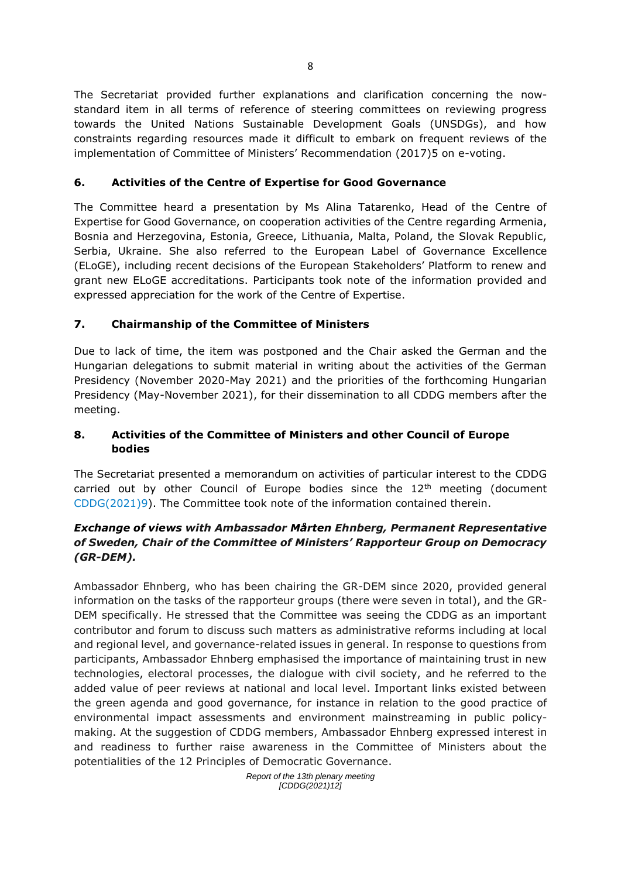The Secretariat provided further explanations and clarification concerning the now-standard item in all terms of reference of steering committees on reviewing progress towards the United Nations Sustainable Development Goals (UNSDGs), and how constraints regarding resources made it difficult to embark on frequent reviews of the implementation of Committee of Ministers' Recommendation (2017)5 on e-voting.

## 6. Activities of the Centre of Expertise for Good Governance

The Committee heard a presentation by Ms Alina Tatarenko, Head of the Centre of Expertise for Good Governance, on cooperation activities of the Centre regarding Armenia, Bosnia and Herzegovina, Estonia, Greece, Lithuania, Malta, Poland, the Slovak Republic, Serbia, Ukraine. She also referred to the European Label of Governance Excellence (ELoGE), including recent decisions of the European Stakeholders' Platform to renew and grant new ELoGE accreditations. Participants took note of the information provided and expressed appreciation for the work of the Centre of Expertise.

## 7. Chairmanship of the Committee of Ministers

Due to lack of time, the item was postponed and the Chair asked the German and the Hungarian delegations to submit material in writing about the activities of the German Presidency (November 2020-May 2021) and the priorities of the forthcoming Hungarian Presidency (May-November 2021), for their dissemination to all CDDG members after the meeting.

## 8. Activities of the Committee of Ministers and other Council of Europe bodies

The Secretariat presented a memorandum on activities of particular interest to the CDDG carried out by other Council of Europe bodies since the 12th meeting (document CDDG(2021)9). The Committee took note of the information contained therein.

***Exchange of views with Ambassador Mårten Ehnberg, Permanent Representative of Sweden, Chair of the Committee of Ministers' Rapporteur Group on Democracy (GR-DEM).***

Ambassador Ehnberg, who has been chairing the GR-DEM since 2020, provided general information on the tasks of the rapporteur groups (there were seven in total), and the GR-DEM specifically. He stressed that the Committee was seeing the CDDG as an important contributor and forum to discuss such matters as administrative reforms including at local and regional level, and governance-related issues in general. In response to questions from participants, Ambassador Ehnberg emphasised the importance of maintaining trust in new technologies, electoral processes, the dialogue with civil society, and he referred to the added value of peer reviews at national and local level. Important links existed between the green agenda and good governance, for instance in relation to the good practice of environmental impact assessments and environment mainstreaming in public policy-making. At the suggestion of CDDG members, Ambassador Ehnberg expressed interest in and readiness to further raise awareness in the Committee of Ministers about the potentialities of the 12 Principles of Democratic Governance.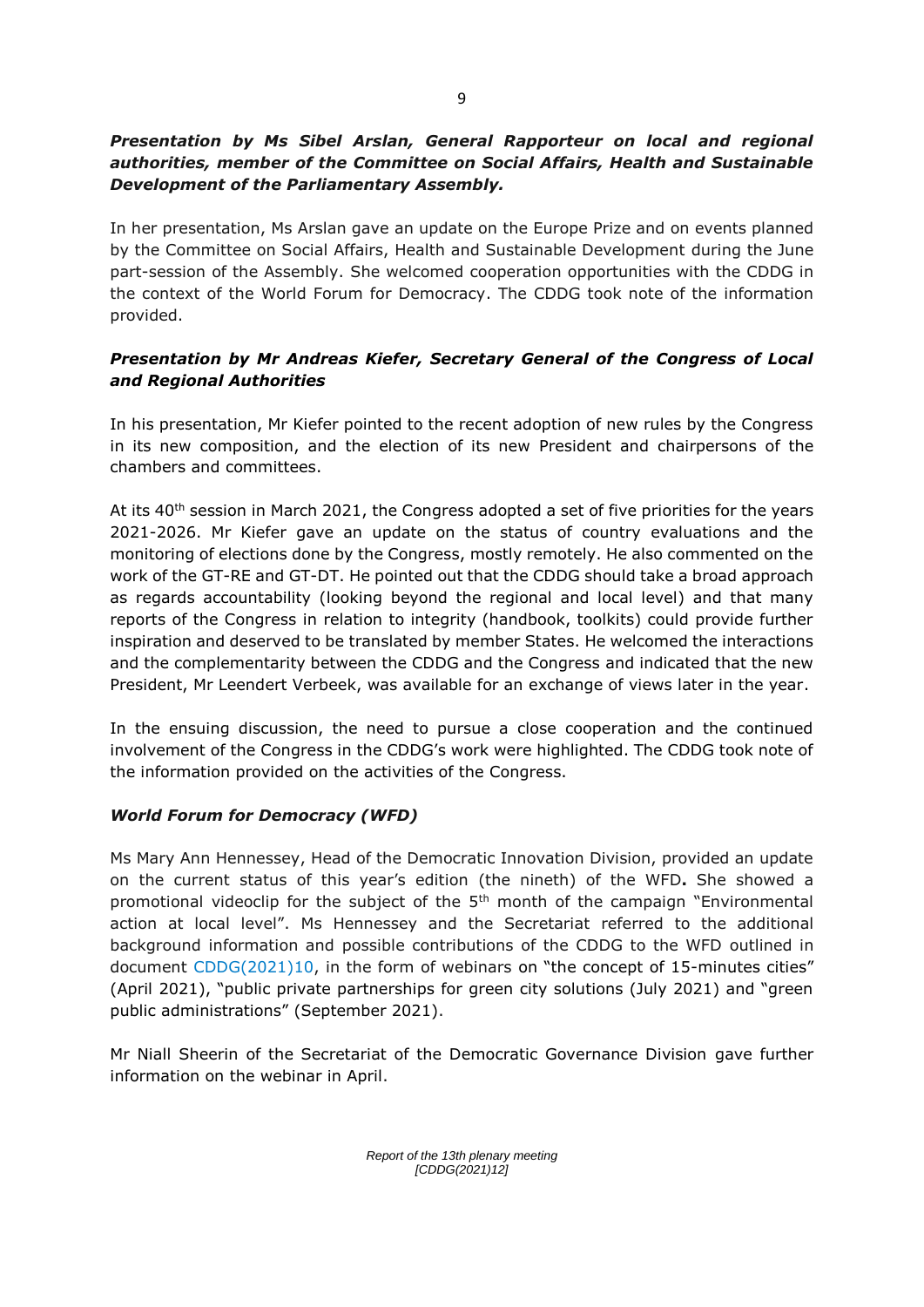***Presentation by Ms Sibel Arslan, General Rapporteur on local and regional authorities, member of the Committee on Social Affairs, Health and Sustainable Development of the Parliamentary Assembly.***

In her presentation, Ms Arslan gave an update on the Europe Prize and on events planned by the Committee on Social Affairs, Health and Sustainable Development during the June part-session of the Assembly. She welcomed cooperation opportunities with the CDDG in the context of the World Forum for Democracy. The CDDG took note of the information provided.

***Presentation by Mr Andreas Kiefer, Secretary General of the Congress of Local and Regional Authorities***

In his presentation, Mr Kiefer pointed to the recent adoption of new rules by the Congress in its new composition, and the election of its new President and chairpersons of the chambers and committees.

At its 40th session in March 2021, the Congress adopted a set of five priorities for the years 2021-2026. Mr Kiefer gave an update on the status of country evaluations and the monitoring of elections done by the Congress, mostly remotely. He also commented on the work of the GT-RE and GT-DT. He pointed out that the CDDG should take a broad approach as regards accountability (looking beyond the regional and local level) and that many reports of the Congress in relation to integrity (handbook, toolkits) could provide further inspiration and deserved to be translated by member States. He welcomed the interactions and the complementarity between the CDDG and the Congress and indicated that the new President, Mr Leendert Verbeek, was available for an exchange of views later in the year.

In the ensuing discussion, the need to pursue a close cooperation and the continued involvement of the Congress in the CDDG's work were highlighted. The CDDG took note of the information provided on the activities of the Congress.

***World Forum for Democracy (WFD)***

Ms Mary Ann Hennessey, Head of the Democratic Innovation Division, provided an update on the current status of this year's edition (the nineth) of the WFD**.** She showed a promotional videoclip for the subject of the 5th month of the campaign "Environmental action at local level". Ms Hennessey and the Secretariat referred to the additional background information and possible contributions of the CDDG to the WFD outlined in document CDDG(2021)10, in the form of webinars on "the concept of 15-minutes cities" (April 2021), "public private partnerships for green city solutions (July 2021) and "green public administrations" (September 2021).

Mr Niall Sheerin of the Secretariat of the Democratic Governance Division gave further information on the webinar in April.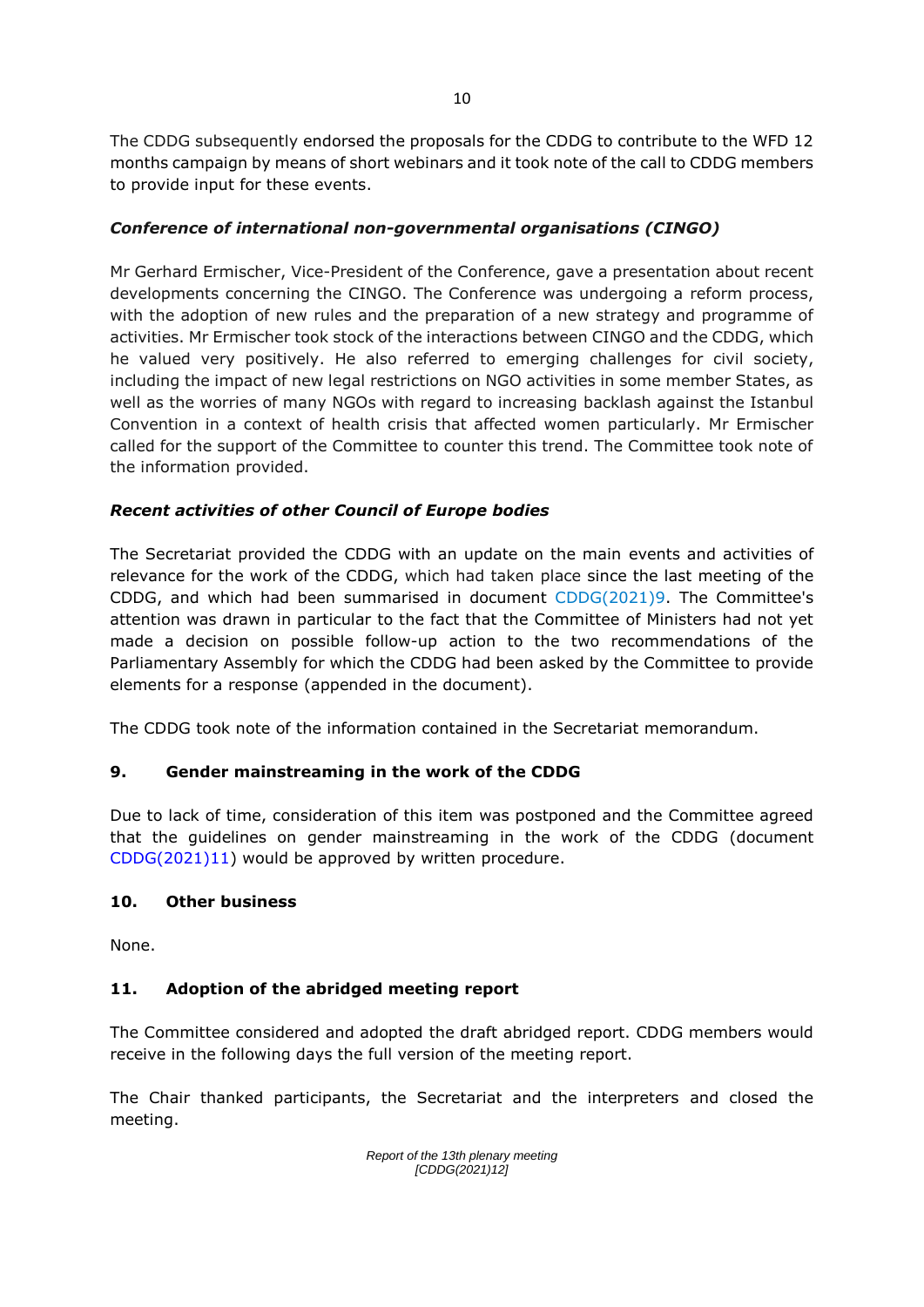The CDDG subsequently endorsed the proposals for the CDDG to contribute to the WFD 12 months campaign by means of short webinars and it took note of the call to CDDG members to provide input for these events.

### *Conference of international non-governmental organisations (CINGO)*

Mr Gerhard Ermischer, Vice-President of the Conference, gave a presentation about recent developments concerning the CINGO. The Conference was undergoing a reform process, with the adoption of new rules and the preparation of a new strategy and programme of activities. Mr Ermischer took stock of the interactions between CINGO and the CDDG, which he valued very positively. He also referred to emerging challenges for civil society, including the impact of new legal restrictions on NGO activities in some member States, as well as the worries of many NGOs with regard to increasing backlash against the Istanbul Convention in a context of health crisis that affected women particularly. Mr Ermischer called for the support of the Committee to counter this trend. The Committee took note of the information provided.

### *Recent activities of other Council of Europe bodies*

The Secretariat provided the CDDG with an update on the main events and activities of relevance for the work of the CDDG, which had taken place since the last meeting of the CDDG, and which had been summarised in document CDDG(2021)9. The Committee's attention was drawn in particular to the fact that the Committee of Ministers had not yet made a decision on possible follow-up action to the two recommendations of the Parliamentary Assembly for which the CDDG had been asked by the Committee to provide elements for a response (appended in the document).

The CDDG took note of the information contained in the Secretariat memorandum.

## 9. Gender mainstreaming in the work of the CDDG

Due to lack of time, consideration of this item was postponed and the Committee agreed that the guidelines on gender mainstreaming in the work of the CDDG (document CDDG(2021)11) would be approved by written procedure.

## 10. Other business

None.

## 11. Adoption of the abridged meeting report

The Committee considered and adopted the draft abridged report. CDDG members would receive in the following days the full version of the meeting report.

The Chair thanked participants, the Secretariat and the interpreters and closed the meeting.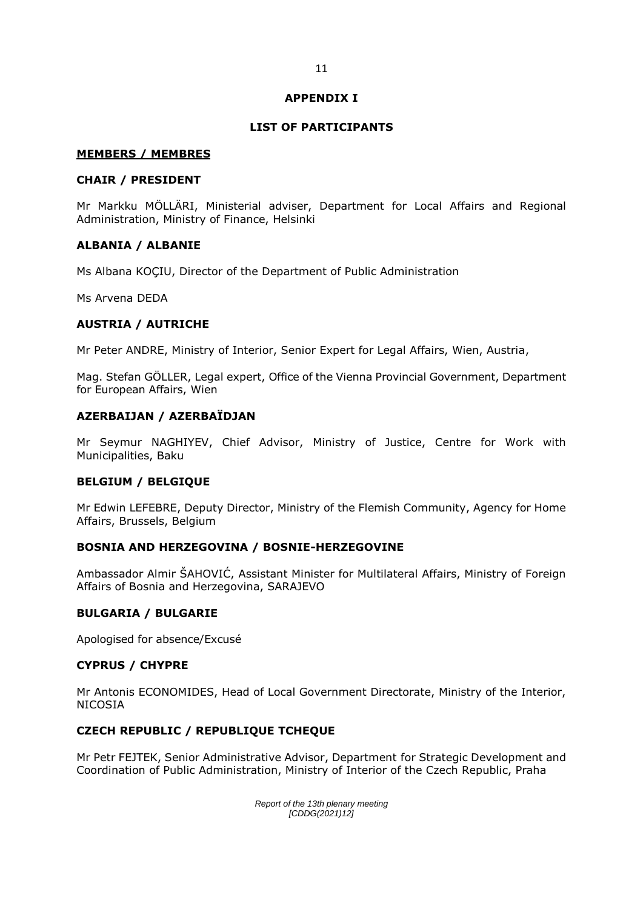# APPENDIX I

## LIST OF PARTICIPANTS

**MEMBERS / MEMBRES**

### CHAIR / PRESIDENT

Mr Markku MÖLLÄRI, Ministerial adviser, Department for Local Affairs and Regional Administration, Ministry of Finance, Helsinki

### ALBANIA / ALBANIE

Ms Albana KOÇIU, Director of the Department of Public Administration

Ms Arvena DEDA

### AUSTRIA / AUTRICHE

Mr Peter ANDRE, Ministry of Interior, Senior Expert for Legal Affairs, Wien, Austria,

Mag. Stefan GÖLLER, Legal expert, Office of the Vienna Provincial Government, Department for European Affairs, Wien

### AZERBAIJAN / AZERBAÏDJAN

Mr Seymur NAGHIYEV, Chief Advisor, Ministry of Justice, Centre for Work with Municipalities, Baku

### BELGIUM / BELGIQUE

Mr Edwin LEFEBRE, Deputy Director, Ministry of the Flemish Community, Agency for Home Affairs, Brussels, Belgium

### BOSNIA AND HERZEGOVINA / BOSNIE-HERZEGOVINE

Ambassador Almir ŠAHOVIĆ, Assistant Minister for Multilateral Affairs, Ministry of Foreign Affairs of Bosnia and Herzegovina, SARAJEVO

### BULGARIA / BULGARIE

Apologised for absence/Excusé

### CYPRUS / CHYPRE

Mr Antonis ECONOMIDES, Head of Local Government Directorate, Ministry of the Interior, NICOSIA

### CZECH REPUBLIC / REPUBLIQUE TCHEQUE

Mr Petr FEJTEK, Senior Administrative Advisor, Department for Strategic Development and Coordination of Public Administration, Ministry of Interior of the Czech Republic, Praha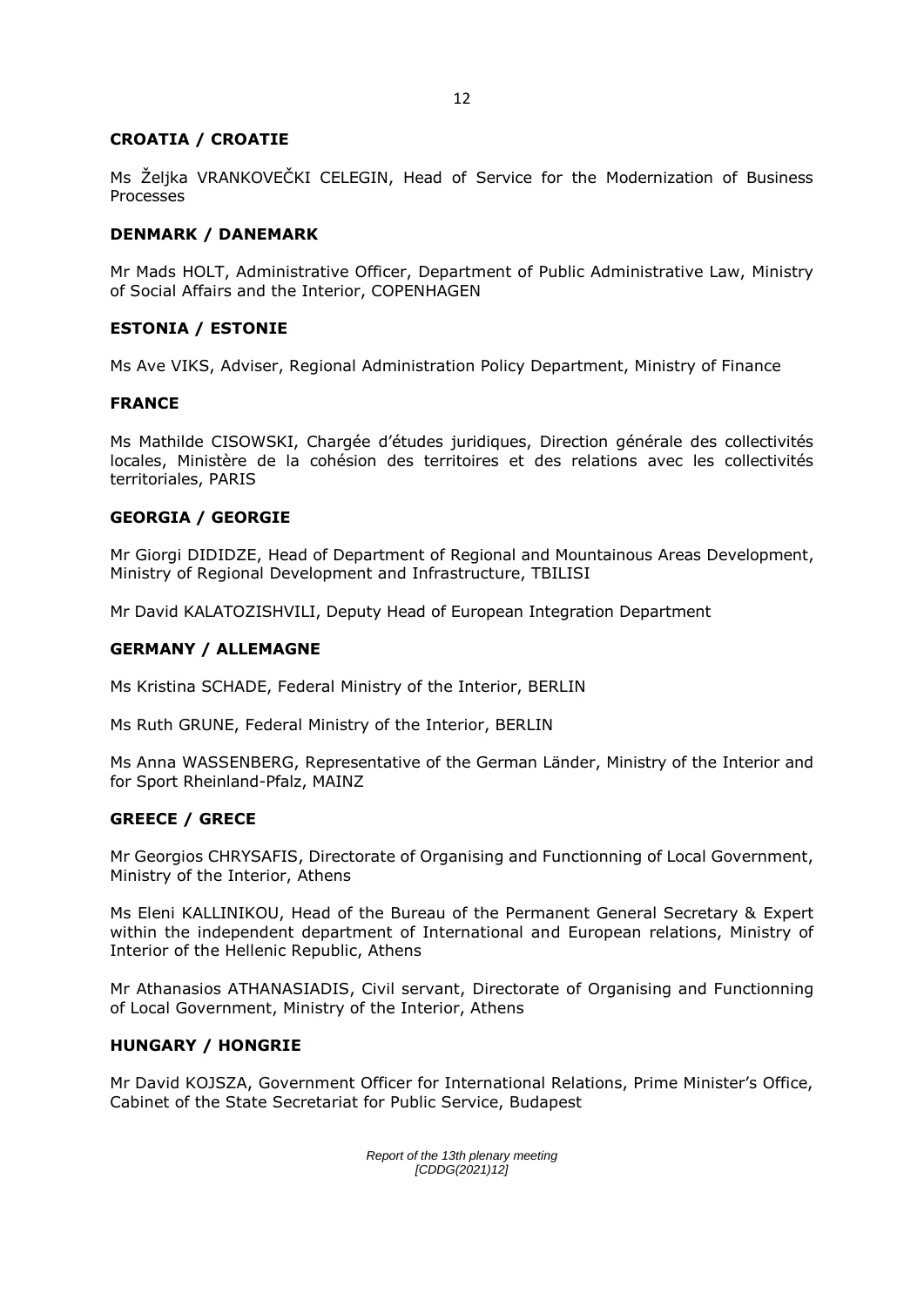**CROATIA / CROATIE**

Ms Željka VRANKOVEČKI CELEGIN, Head of Service for the Modernization of Business Processes

**DENMARK / DANEMARK**

Mr Mads HOLT, Administrative Officer, Department of Public Administrative Law, Ministry of Social Affairs and the Interior, COPENHAGEN

**ESTONIA / ESTONIE**

Ms Ave VIKS, Adviser, Regional Administration Policy Department, Ministry of Finance

**FRANCE**

Ms Mathilde CISOWSKI, Chargée d'études juridiques, Direction générale des collectivités locales, Ministère de la cohésion des territoires et des relations avec les collectivités territoriales, PARIS

**GEORGIA / GEORGIE**

Mr Giorgi DIDIDZE, Head of Department of Regional and Mountainous Areas Development, Ministry of Regional Development and Infrastructure, TBILISI

Mr David KALATOZISHVILI, Deputy Head of European Integration Department

**GERMANY / ALLEMAGNE**

Ms Kristina SCHADE, Federal Ministry of the Interior, BERLIN

Ms Ruth GRUNE, Federal Ministry of the Interior, BERLIN

Ms Anna WASSENBERG, Representative of the German Länder, Ministry of the Interior and for Sport Rheinland-Pfalz, MAINZ

**GREECE / GRECE**

Mr Georgios CHRYSAFIS, Directorate of Organising and Functionning of Local Government, Ministry of the Interior, Athens

Ms Eleni KALLINIKOU, Head of the Bureau of the Permanent General Secretary & Expert within the independent department of International and European relations, Ministry of Interior of the Hellenic Republic, Athens

Mr Athanasios ATHANASIADIS, Civil servant, Directorate of Organising and Functionning of Local Government, Ministry of the Interior, Athens

**HUNGARY / HONGRIE**

Mr David KOJSZA, Government Officer for International Relations, Prime Minister's Office, Cabinet of the State Secretariat for Public Service, Budapest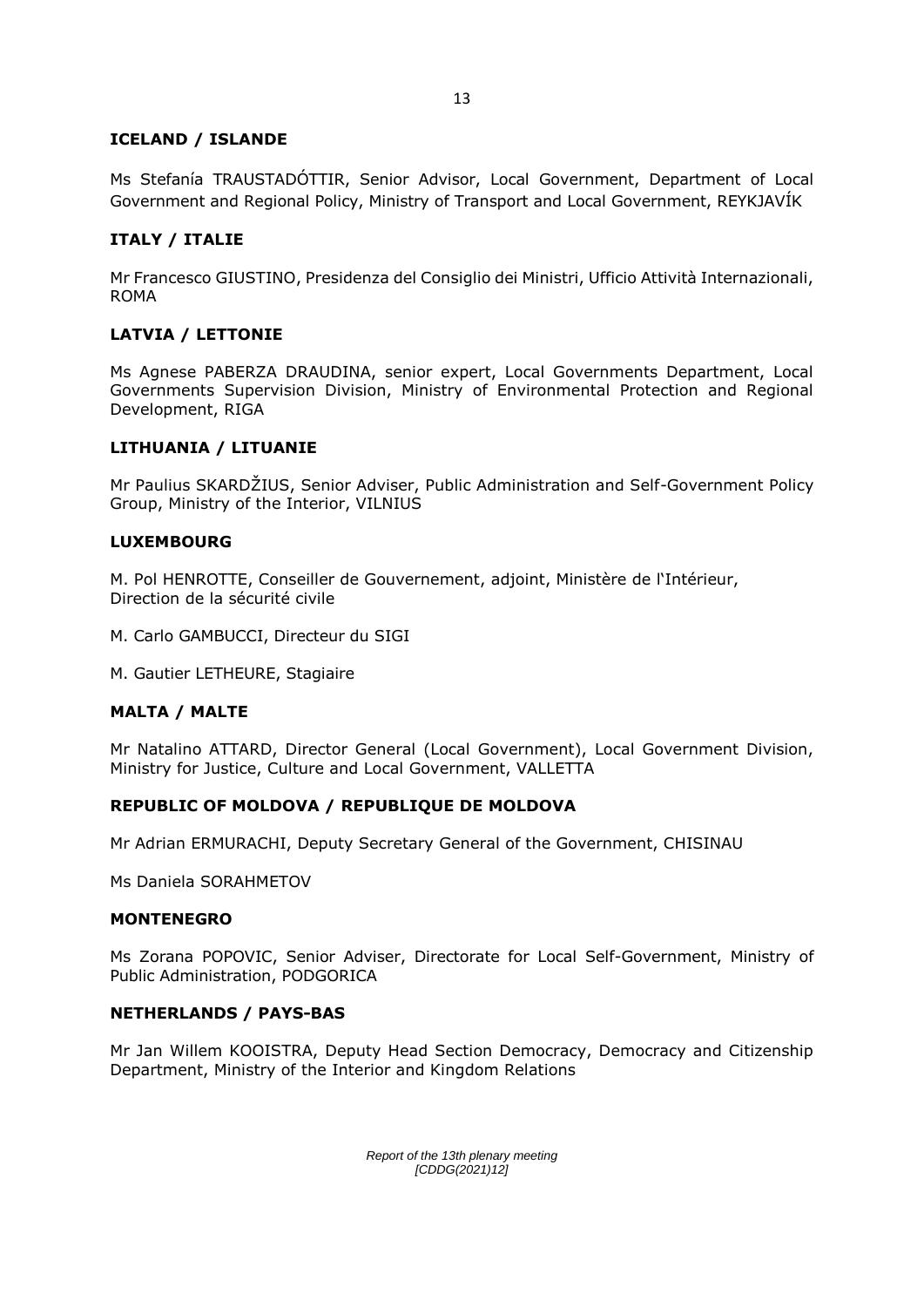**ICELAND / ISLANDE**

Ms Stefanía TRAUSTADÓTTIR, Senior Advisor, Local Government, Department of Local Government and Regional Policy, Ministry of Transport and Local Government, REYKJAVÍK

**ITALY / ITALIE**

Mr Francesco GIUSTINO, Presidenza del Consiglio dei Ministri, Ufficio Attività Internazionali, ROMA

**LATVIA / LETTONIE**

Ms Agnese PABERZA DRAUDINA, senior expert, Local Governments Department, Local Governments Supervision Division, Ministry of Environmental Protection and Regional Development, RIGA

**LITHUANIA / LITUANIE**

Mr Paulius SKARDŽIUS, Senior Adviser, Public Administration and Self-Government Policy Group, Ministry of the Interior, VILNIUS

**LUXEMBOURG**

M. Pol HENROTTE, Conseiller de Gouvernement, adjoint, Ministère de l'Intérieur, Direction de la sécurité civile

M. Carlo GAMBUCCI, Directeur du SIGI

M. Gautier LETHEURE, Stagiaire

**MALTA / MALTE**

Mr Natalino ATTARD, Director General (Local Government), Local Government Division, Ministry for Justice, Culture and Local Government, VALLETTA

**REPUBLIC OF MOLDOVA / REPUBLIQUE DE MOLDOVA**

Mr Adrian ERMURACHI, Deputy Secretary General of the Government, CHISINAU

Ms Daniela SORAHMETOV

**MONTENEGRO**

Ms Zorana POPOVIC, Senior Adviser, Directorate for Local Self-Government, Ministry of Public Administration, PODGORICA

**NETHERLANDS / PAYS-BAS**

Mr Jan Willem KOOISTRA, Deputy Head Section Democracy, Democracy and Citizenship Department, Ministry of the Interior and Kingdom Relations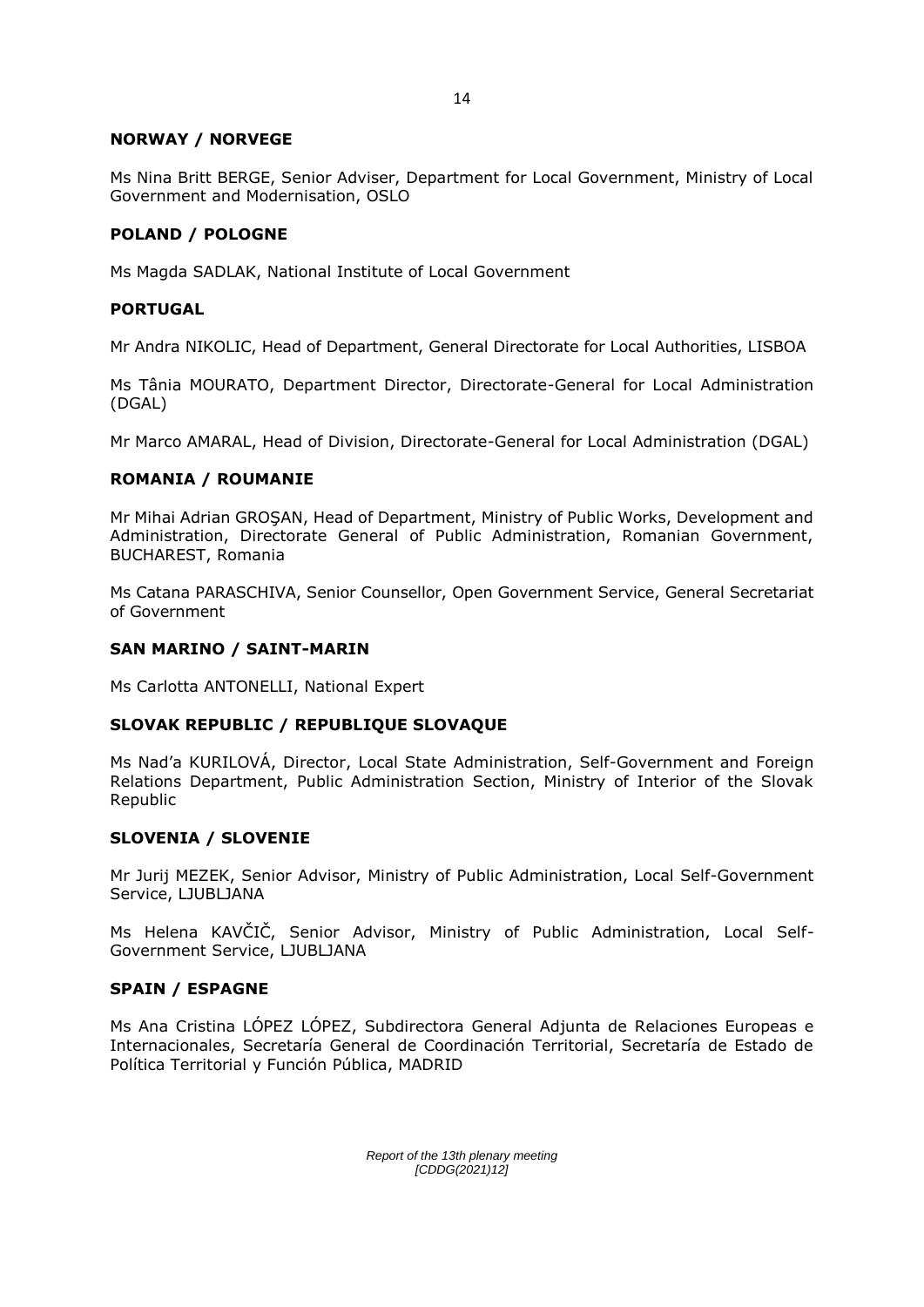**NORWAY / NORVEGE**

Ms Nina Britt BERGE, Senior Adviser, Department for Local Government, Ministry of Local Government and Modernisation, OSLO

**POLAND / POLOGNE**

Ms Magda SADLAK, National Institute of Local Government

**PORTUGAL**

Mr Andra NIKOLIC, Head of Department, General Directorate for Local Authorities, LISBOA

Ms Tânia MOURATO, Department Director, Directorate-General for Local Administration (DGAL)

Mr Marco AMARAL, Head of Division, Directorate-General for Local Administration (DGAL)

**ROMANIA / ROUMANIE**

Mr Mihai Adrian GROŞAN, Head of Department, Ministry of Public Works, Development and Administration, Directorate General of Public Administration, Romanian Government, BUCHAREST, Romania

Ms Catana PARASCHIVA, Senior Counsellor, Open Government Service, General Secretariat of Government

**SAN MARINO / SAINT-MARIN**

Ms Carlotta ANTONELLI, National Expert

**SLOVAK REPUBLIC / REPUBLIQUE SLOVAQUE**

Ms Nad'a KURILOVÁ, Director, Local State Administration, Self-Government and Foreign Relations Department, Public Administration Section, Ministry of Interior of the Slovak Republic

**SLOVENIA / SLOVENIE**

Mr Jurij MEZEK, Senior Advisor, Ministry of Public Administration, Local Self-Government Service, LJUBLJANA

Ms Helena KAVČIČ, Senior Advisor, Ministry of Public Administration, Local Self-Government Service, LJUBLJANA

**SPAIN / ESPAGNE**

Ms Ana Cristina LÓPEZ LÓPEZ, Subdirectora General Adjunta de Relaciones Europeas e Internacionales, Secretaría General de Coordinación Territorial, Secretaría de Estado de Política Territorial y Función Pública, MADRID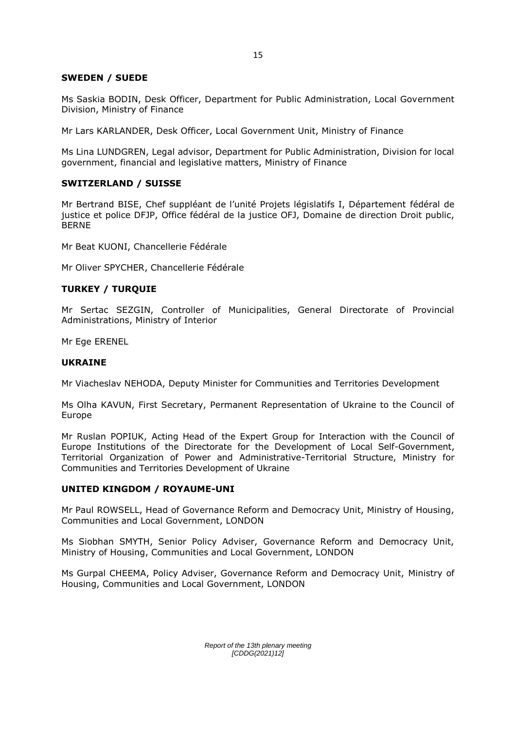**SWEDEN / SUEDE**

Ms Saskia BODIN, Desk Officer, Department for Public Administration, Local Government Division, Ministry of Finance

Mr Lars KARLANDER, Desk Officer, Local Government Unit, Ministry of Finance

Ms Lina LUNDGREN, Legal advisor, Department for Public Administration, Division for local government, financial and legislative matters, Ministry of Finance

**SWITZERLAND / SUISSE**

Mr Bertrand BISE, Chef suppléant de l'unité Projets législatifs I, Département fédéral de justice et police DFJP, Office fédéral de la justice OFJ, Domaine de direction Droit public, BERNE

Mr Beat KUONI, Chancellerie Fédérale

Mr Oliver SPYCHER, Chancellerie Fédérale

**TURKEY / TURQUIE**

Mr Sertac SEZGIN, Controller of Municipalities, General Directorate of Provincial Administrations, Ministry of Interior

Mr Ege ERENEL

**UKRAINE**

Mr Viacheslav NEHODA, Deputy Minister for Communities and Territories Development

Ms Olha KAVUN, First Secretary, Permanent Representation of Ukraine to the Council of Europe

Mr Ruslan POPIUK, Acting Head of the Expert Group for Interaction with the Council of Europe Institutions of the Directorate for the Development of Local Self-Government, Territorial Organization of Power and Administrative-Territorial Structure, Ministry for Communities and Territories Development of Ukraine

**UNITED KINGDOM / ROYAUME-UNI**

Mr Paul ROWSELL, Head of Governance Reform and Democracy Unit, Ministry of Housing, Communities and Local Government, LONDON

Ms Siobhan SMYTH, Senior Policy Adviser, Governance Reform and Democracy Unit, Ministry of Housing, Communities and Local Government, LONDON

Ms Gurpal CHEEMA, Policy Adviser, Governance Reform and Democracy Unit, Ministry of Housing, Communities and Local Government, LONDON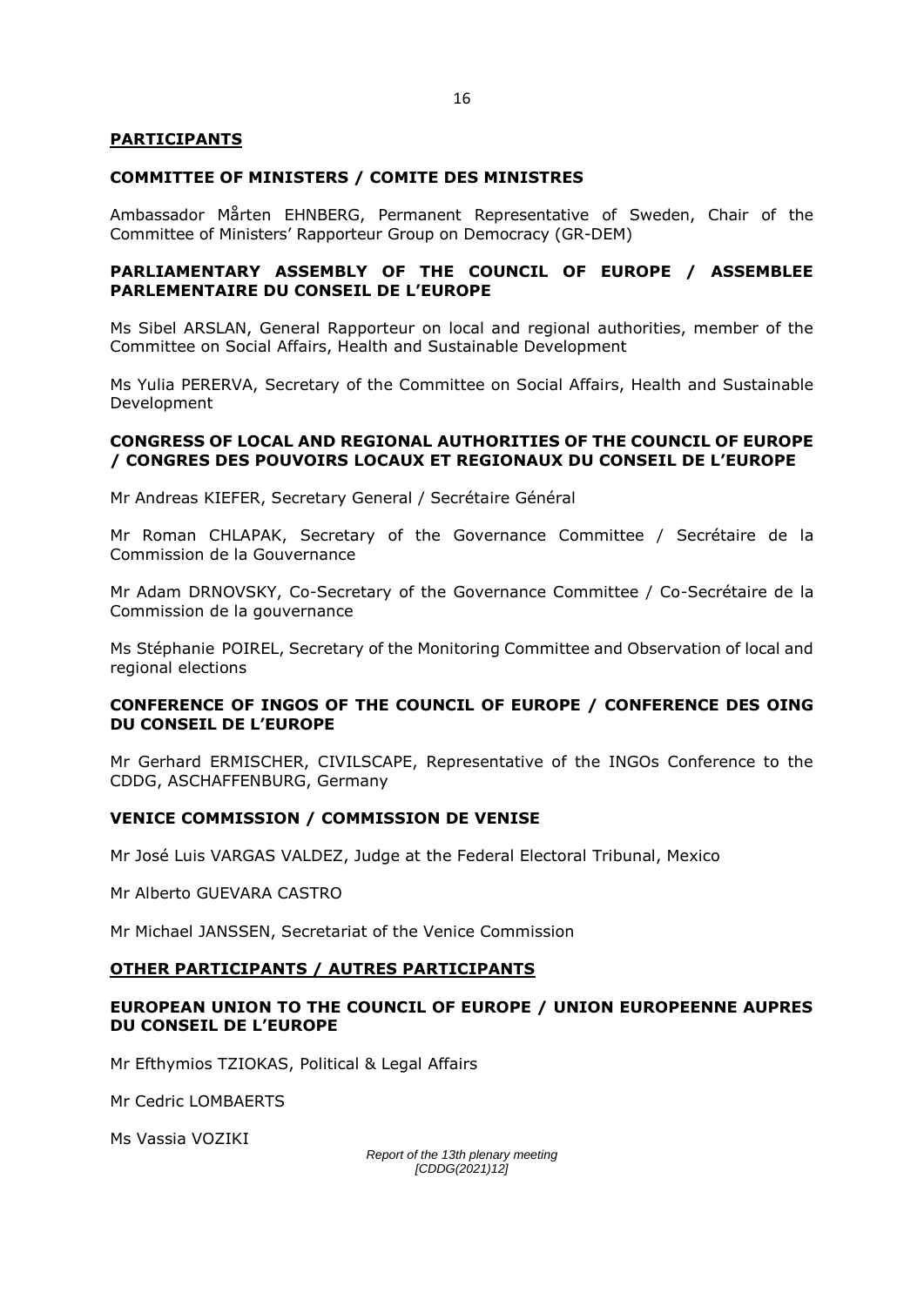## PARTICIPANTS

### COMMITTEE OF MINISTERS / COMITE DES MINISTRES

Ambassador Mårten EHNBERG, Permanent Representative of Sweden, Chair of the Committee of Ministers' Rapporteur Group on Democracy (GR-DEM)

### PARLIAMENTARY ASSEMBLY OF THE COUNCIL OF EUROPE / ASSEMBLEE PARLEMENTAIRE DU CONSEIL DE L'EUROPE

Ms Sibel ARSLAN, General Rapporteur on local and regional authorities, member of the Committee on Social Affairs, Health and Sustainable Development

Ms Yulia PERERVA, Secretary of the Committee on Social Affairs, Health and Sustainable Development

### CONGRESS OF LOCAL AND REGIONAL AUTHORITIES OF THE COUNCIL OF EUROPE / CONGRES DES POUVOIRS LOCAUX ET REGIONAUX DU CONSEIL DE L'EUROPE

Mr Andreas KIEFER, Secretary General / Secrétaire Général

Mr Roman CHLAPAK, Secretary of the Governance Committee / Secrétaire de la Commission de la Gouvernance

Mr Adam DRNOVSKY, Co-Secretary of the Governance Committee / Co-Secrétaire de la Commission de la gouvernance

Ms Stéphanie POIREL, Secretary of the Monitoring Committee and Observation of local and regional elections

### CONFERENCE OF INGOS OF THE COUNCIL OF EUROPE / CONFERENCE DES OING DU CONSEIL DE L'EUROPE

Mr Gerhard ERMISCHER, CIVILSCAPE, Representative of the INGOs Conference to the CDDG, ASCHAFFENBURG, Germany

### VENICE COMMISSION / COMMISSION DE VENISE

Mr José Luis VARGAS VALDEZ, Judge at the Federal Electoral Tribunal, Mexico

Mr Alberto GUEVARA CASTRO

Mr Michael JANSSEN, Secretariat of the Venice Commission

## OTHER PARTICIPANTS / AUTRES PARTICIPANTS

### EUROPEAN UNION TO THE COUNCIL OF EUROPE / UNION EUROPEENNE AUPRES DU CONSEIL DE L'EUROPE

Mr Efthymios TZIOKAS, Political & Legal Affairs

Mr Cedric LOMBAERTS

Ms Vassia VOZIKI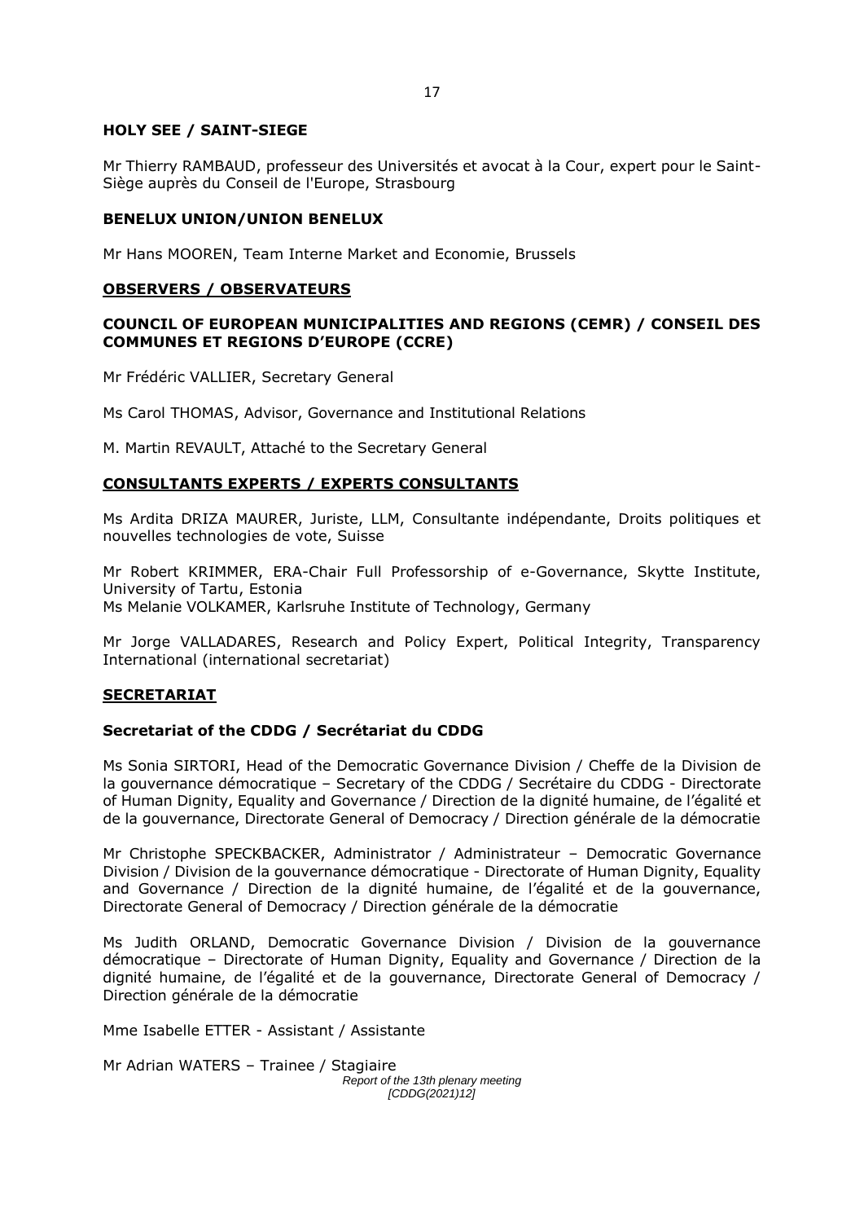**HOLY SEE / SAINT-SIEGE**

Mr Thierry RAMBAUD, professeur des Universités et avocat à la Cour, expert pour le Saint-Siège auprès du Conseil de l'Europe, Strasbourg

**BENELUX UNION/UNION BENELUX**

Mr Hans MOOREN, Team Interne Market and Economie, Brussels

## OBSERVERS / OBSERVATEURS

**COUNCIL OF EUROPEAN MUNICIPALITIES AND REGIONS (CEMR) / CONSEIL DES COMMUNES ET REGIONS D'EUROPE (CCRE)**

Mr Frédéric VALLIER, Secretary General

Ms Carol THOMAS, Advisor, Governance and Institutional Relations

M. Martin REVAULT, Attaché to the Secretary General

## CONSULTANTS EXPERTS / EXPERTS CONSULTANTS

Ms Ardita DRIZA MAURER, Juriste, LLM, Consultante indépendante, Droits politiques et nouvelles technologies de vote, Suisse

Mr Robert KRIMMER, ERA-Chair Full Professorship of e-Governance, Skytte Institute, University of Tartu, Estonia
Ms Melanie VOLKAMER, Karlsruhe Institute of Technology, Germany

Mr Jorge VALLADARES, Research and Policy Expert, Political Integrity, Transparency International (international secretariat)

## SECRETARIAT

**Secretariat of the CDDG / Secrétariat du CDDG**

Ms Sonia SIRTORI, Head of the Democratic Governance Division / Cheffe de la Division de la gouvernance démocratique – Secretary of the CDDG / Secrétaire du CDDG - Directorate of Human Dignity, Equality and Governance / Direction de la dignité humaine, de l'égalité et de la gouvernance, Directorate General of Democracy / Direction générale de la démocratie

Mr Christophe SPECKBACKER, Administrator / Administrateur – Democratic Governance Division / Division de la gouvernance démocratique - Directorate of Human Dignity, Equality and Governance / Direction de la dignité humaine, de l'égalité et de la gouvernance, Directorate General of Democracy / Direction générale de la démocratie

Ms Judith ORLAND, Democratic Governance Division / Division de la gouvernance démocratique – Directorate of Human Dignity, Equality and Governance / Direction de la dignité humaine, de l'égalité et de la gouvernance, Directorate General of Democracy / Direction générale de la démocratie

Mme Isabelle ETTER - Assistant / Assistante

Mr Adrian WATERS – Trainee / Stagiaire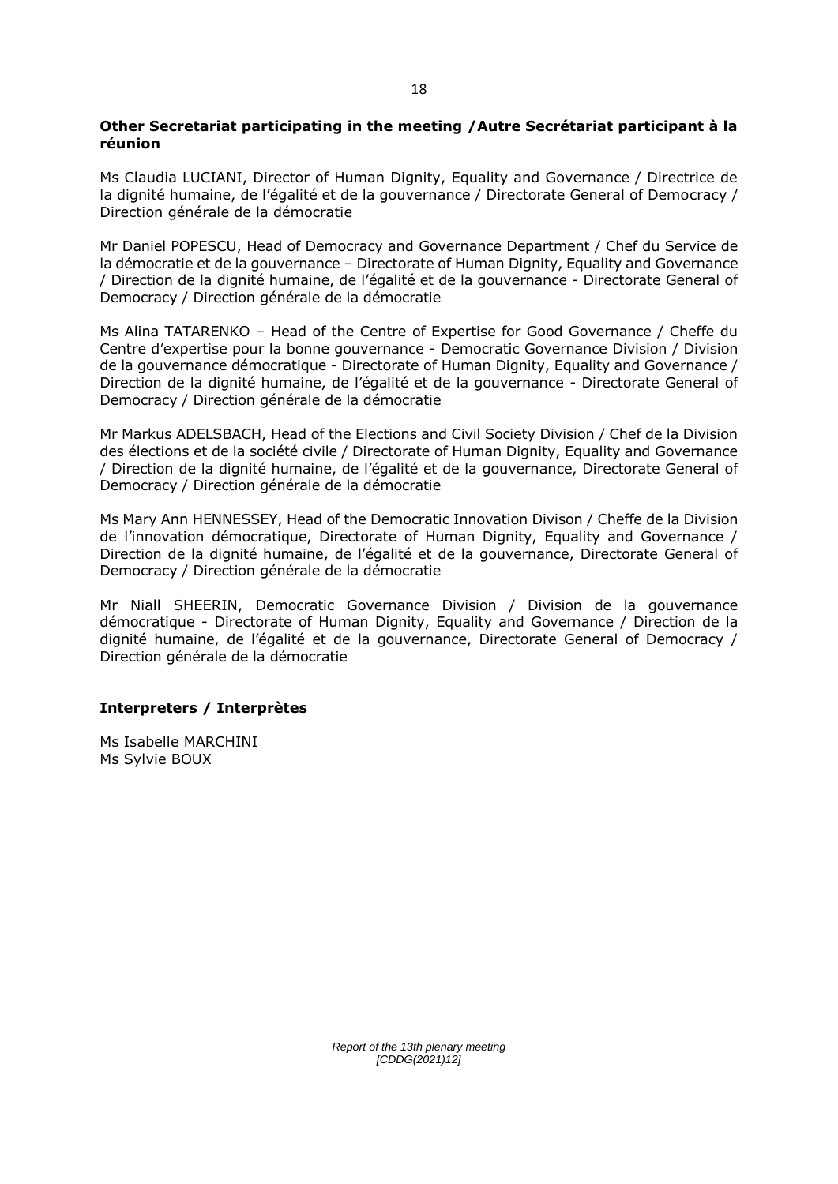**Other Secretariat participating in the meeting /Autre Secrétariat participant à la réunion**

Ms Claudia LUCIANI, Director of Human Dignity, Equality and Governance / Directrice de la dignité humaine, de l'égalité et de la gouvernance / Directorate General of Democracy / Direction générale de la démocratie

Mr Daniel POPESCU, Head of Democracy and Governance Department / Chef du Service de la démocratie et de la gouvernance – Directorate of Human Dignity, Equality and Governance / Direction de la dignité humaine, de l'égalité et de la gouvernance - Directorate General of Democracy / Direction générale de la démocratie

Ms Alina TATARENKO – Head of the Centre of Expertise for Good Governance / Cheffe du Centre d'expertise pour la bonne gouvernance - Democratic Governance Division / Division de la gouvernance démocratique - Directorate of Human Dignity, Equality and Governance / Direction de la dignité humaine, de l'égalité et de la gouvernance - Directorate General of Democracy / Direction générale de la démocratie

Mr Markus ADELSBACH, Head of the Elections and Civil Society Division / Chef de la Division des élections et de la société civile / Directorate of Human Dignity, Equality and Governance / Direction de la dignité humaine, de l'égalité et de la gouvernance, Directorate General of Democracy / Direction générale de la démocratie

Ms Mary Ann HENNESSEY, Head of the Democratic Innovation Divison / Cheffe de la Division de l'innovation démocratique, Directorate of Human Dignity, Equality and Governance / Direction de la dignité humaine, de l'égalité et de la gouvernance, Directorate General of Democracy / Direction générale de la démocratie

Mr Niall SHEERIN, Democratic Governance Division / Division de la gouvernance démocratique - Directorate of Human Dignity, Equality and Governance / Direction de la dignité humaine, de l'égalité et de la gouvernance, Directorate General of Democracy / Direction générale de la démocratie

**Interpreters / Interprètes**

Ms Isabelle MARCHINI
Ms Sylvie BOUX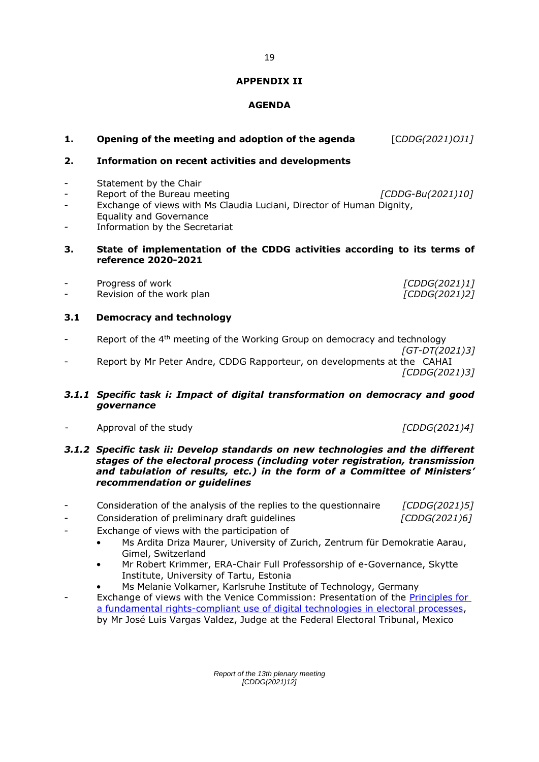**APPENDIX II**

**AGENDA**

**1. Opening of the meeting and adoption of the agenda** [*CDDG(2021)OJ1]*

**2. Information on recent activities and developments**

- Statement by the Chair
- Report of the Bureau meeting *[CDDG-Bu(2021)10]*
- Exchange of views with Ms Claudia Luciani, Director of Human Dignity, Equality and Governance
- Information by the Secretariat

**3. State of implementation of the CDDG activities according to its terms of reference 2020-2021**

- Progress of work *[CDDG(2021)1]*
- Revision of the work plan *[CDDG(2021)2]*

**3.1 Democracy and technology**

- Report of the 4th meeting of the Working Group on democracy and technology *[GT-DT(2021)3]*
- Report by Mr Peter Andre, CDDG Rapporteur, on developments at the CAHAI *[CDDG(2021)3]*

***3.1.1 Specific task i: Impact of digital transformation on democracy and good governance***

- Approval of the study *[CDDG(2021)4]*

***3.1.2 Specific task ii: Develop standards on new technologies and the different stages of the electoral process (including voter registration, transmission and tabulation of results, etc.) in the form of a Committee of Ministers' recommendation or guidelines***

- Consideration of the analysis of the replies to the questionnaire *[CDDG(2021)5]*
- Consideration of preliminary draft guidelines *[CDDG(2021)6]*
- Exchange of views with the participation of
  - Ms Ardita Driza Maurer, University of Zurich, Zentrum für Demokratie Aarau, Gimel, Switzerland
  - Mr Robert Krimmer, ERA-Chair Full Professorship of e-Governance, Skytte Institute, University of Tartu, Estonia
  - Ms Melanie Volkamer, Karlsruhe Institute of Technology, Germany
- Exchange of views with the Venice Commission: Presentation of the Principles for a fundamental rights-compliant use of digital technologies in electoral processes, by Mr José Luis Vargas Valdez, Judge at the Federal Electoral Tribunal, Mexico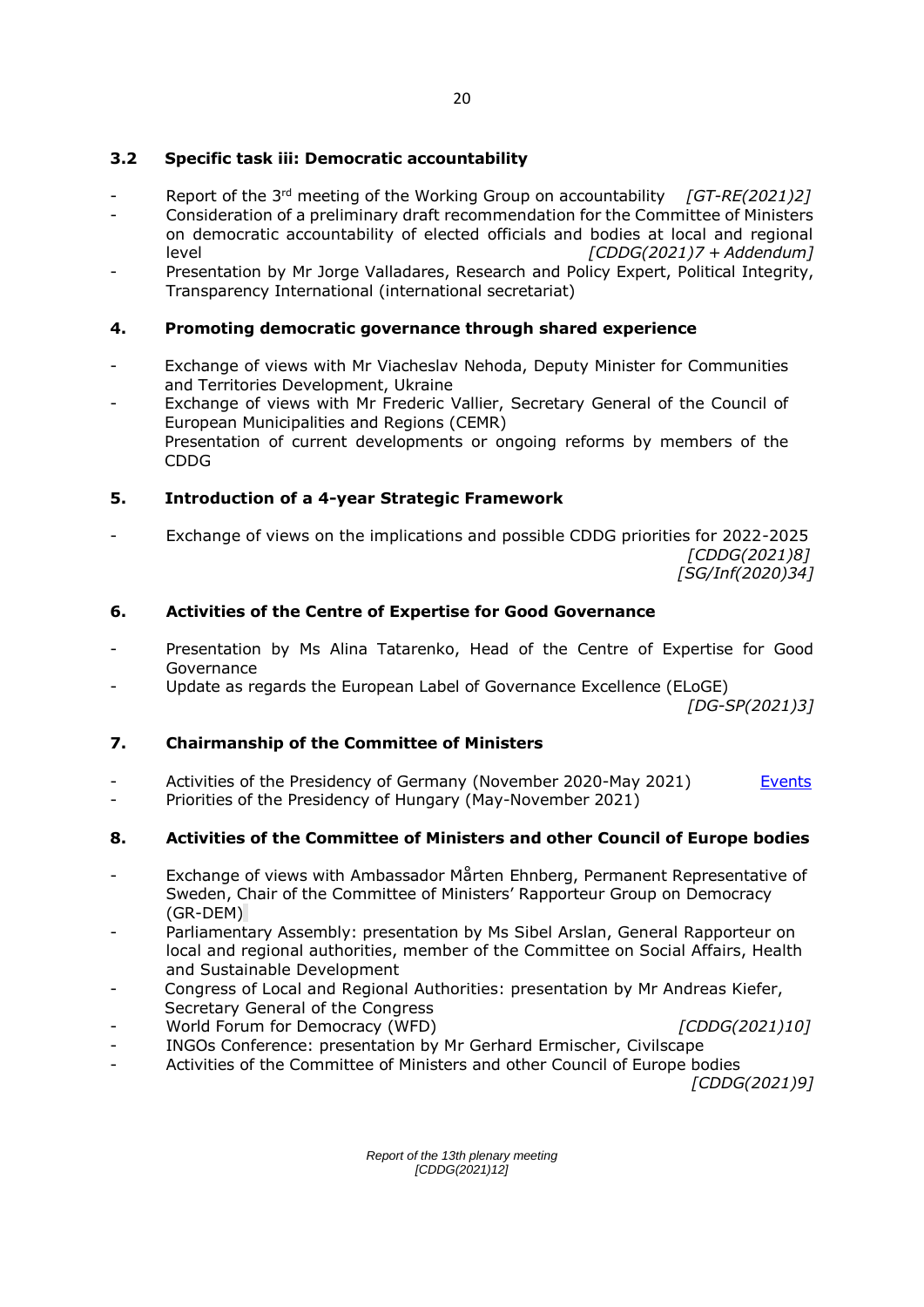### 3.2 Specific task iii: Democratic accountability

- Report of the 3rd meeting of the Working Group on accountability *[GT-RE(2021)2]*
- Consideration of a preliminary draft recommendation for the Committee of Ministers on democratic accountability of elected officials and bodies at local and regional level *[CDDG(2021)7 + Addendum]*
- Presentation by Mr Jorge Valladares, Research and Policy Expert, Political Integrity, Transparency International (international secretariat)

### 4. Promoting democratic governance through shared experience

- Exchange of views with Mr Viacheslav Nehoda, Deputy Minister for Communities and Territories Development, Ukraine
- Exchange of views with Mr Frederic Vallier, Secretary General of the Council of European Municipalities and Regions (CEMR)
  Presentation of current developments or ongoing reforms by members of the CDDG

### 5. Introduction of a 4-year Strategic Framework

- Exchange of views on the implications and possible CDDG priorities for 2022-2025 *[CDDG(2021)8]* *[SG/Inf(2020)34]*

### 6. Activities of the Centre of Expertise for Good Governance

- Presentation by Ms Alina Tatarenko, Head of the Centre of Expertise for Good Governance
- Update as regards the European Label of Governance Excellence (ELoGE) *[DG-SP(2021)3]*

### 7. Chairmanship of the Committee of Ministers

- Activities of the Presidency of Germany (November 2020-May 2021) Events
- Priorities of the Presidency of Hungary (May-November 2021)

### 8. Activities of the Committee of Ministers and other Council of Europe bodies

- Exchange of views with Ambassador Mårten Ehnberg, Permanent Representative of Sweden, Chair of the Committee of Ministers' Rapporteur Group on Democracy (GR-DEM)
- Parliamentary Assembly: presentation by Ms Sibel Arslan, General Rapporteur on local and regional authorities, member of the Committee on Social Affairs, Health and Sustainable Development
- Congress of Local and Regional Authorities: presentation by Mr Andreas Kiefer, Secretary General of the Congress
- World Forum for Democracy (WFD) *[CDDG(2021)10]*
- INGOs Conference: presentation by Mr Gerhard Ermischer, Civilscape
- Activities of the Committee of Ministers and other Council of Europe bodies *[CDDG(2021)9]*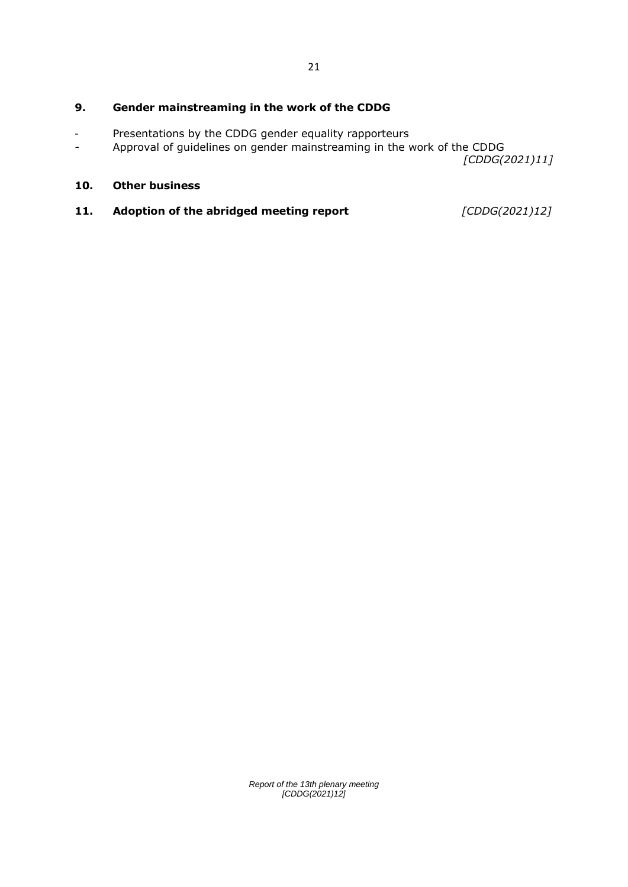**9. Gender mainstreaming in the work of the CDDG**

- Presentations by the CDDG gender equality rapporteurs
- Approval of guidelines on gender mainstreaming in the work of the CDDG *[CDDG(2021)11]*

**10. Other business**

**11. Adoption of the abridged meeting report** *[CDDG(2021)12]*